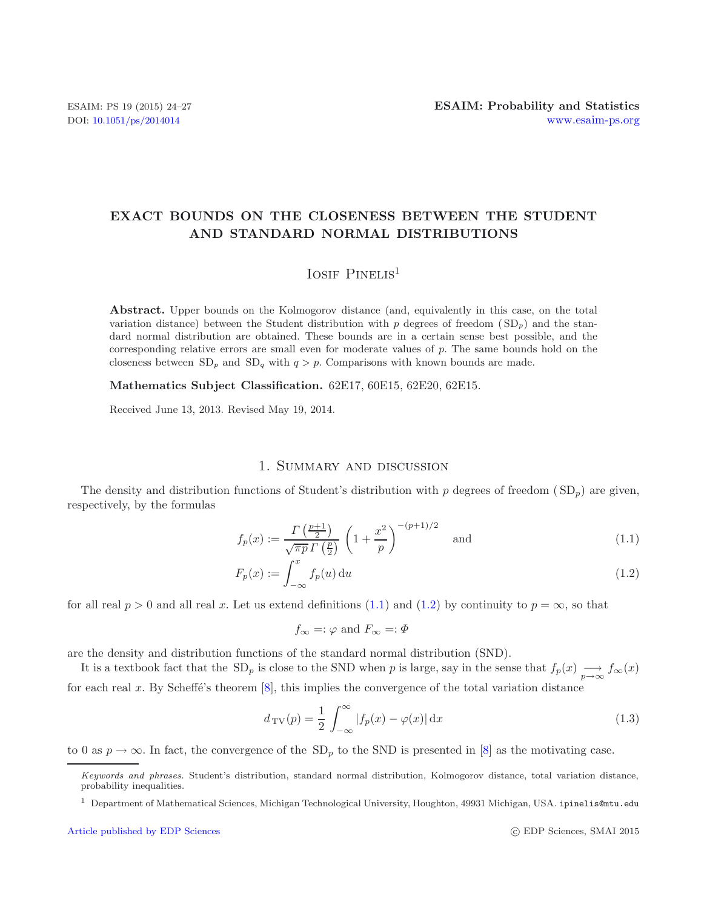# EXACT BOUNDS ON THE CLOSENESS BETWEEN THE STUDENT AND STANDARD NORMAL DISTRIBUTIONS

Iosif Pinelis[1]

**Abstract.** Upper bounds on the Kolmogorov distance (and, equivalently in this case, on the total variation distance) between the Student distribution with $p$ degrees of freedom ($\mathrm{SD}_p$) and the standard normal distribution are obtained. These bounds are in a certain sense best possible, and the corresponding relative errors are small even for moderate values of $p$. The same bounds hold on the closeness between $\mathrm{SD}_p$ and $\mathrm{SD}_q$ with $q > p$. Comparisons with known bounds are made.

**Mathematics Subject Classification.** 62E17, 60E15, 62E20, 62E15.

Received June 13, 2013. Revised May 19, 2014.

## 1. Summary and discussion

The density and distribution functions of Student's distribution with $p$ degrees of freedom ($\mathrm{SD}_p$) are given, respectively, by the formulas

$$f_p(x) := \frac{\Gamma\left(\frac{p+1}{2}\right)}{\sqrt{\pi p}\,\Gamma\left(\frac{p}{2}\right)} \left(1 + \frac{x^2}{p}\right)^{-(p+1)/2} \quad \text{and} \tag{1.1}$$

$$F_p(x) := \int_{-\infty}^{x} f_p(u)\,\mathrm{d}u \tag{1.2}$$

for all real $p > 0$ and all real $x$. Let us extend definitions (1.1) and (1.2) by continuity to $p = \infty$, so that

$$f_\infty =: \varphi \text{ and } F_\infty =: \Phi$$

are the density and distribution functions of the standard normal distribution (SND).

It is a textbook fact that the $\mathrm{SD}_p$ is close to the SND when $p$ is large, say in the sense that $f_p(x) \underset{p\to\infty}{\longrightarrow} f_\infty(x)$ for each real $x$. By Scheffé's theorem [8], this implies the convergence of the total variation distance

$$d_{\mathrm{TV}}(p) = \frac{1}{2}\int_{-\infty}^{\infty} |f_p(x) - \varphi(x)|\,\mathrm{d}x \tag{1.3}$$

to 0 as $p \to \infty$. In fact, the convergence of the $\mathrm{SD}_p$ to the SND is presented in [8] as the motivating case.

---

*Keywords and phrases.* Student's distribution, standard normal distribution, Kolmogorov distance, total variation distance, probability inequalities.

[1] Department of Mathematical Sciences, Michigan Technological University, Houghton, 49931 Michigan, USA. ipinelis@mtu.edu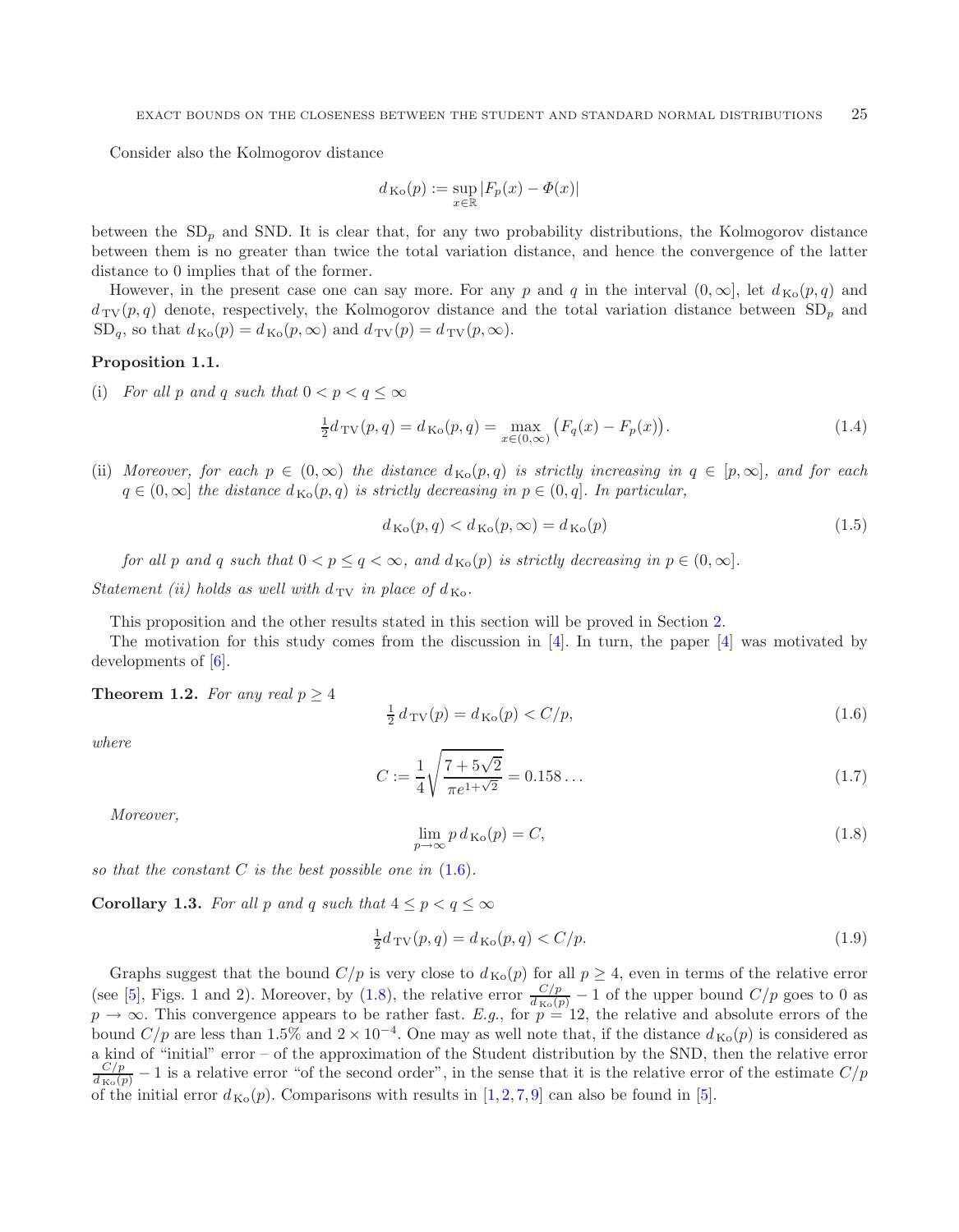Consider also the Kolmogorov distance

$$d_{\mathrm{Ko}}(p) := \sup_{x\in\mathbb{R}} |F_p(x) - \Phi(x)|$$

between the $\mathrm{SD}_p$ and SND. It is clear that, for any two probability distributions, the Kolmogorov distance between them is no greater than twice the total variation distance, and hence the convergence of the latter distance to 0 implies that of the former.

However, in the present case one can say more. For any $p$ and $q$ in the interval $(0,\infty]$, let $d_{\mathrm{Ko}}(p,q)$ and $d_{\mathrm{TV}}(p,q)$ denote, respectively, the Kolmogorov distance and the total variation distance between $\mathrm{SD}_p$ and $\mathrm{SD}_q$, so that $d_{\mathrm{Ko}}(p) = d_{\mathrm{Ko}}(p,\infty)$ and $d_{\mathrm{TV}}(p) = d_{\mathrm{TV}}(p,\infty)$.

**Proposition 1.1.**

(i) *For all $p$ and $q$ such that $0 < p < q \le \infty$*

$$\tfrac{1}{2} d_{\mathrm{TV}}(p,q) = d_{\mathrm{Ko}}(p,q) = \max_{x\in(0,\infty)} \big(F_q(x) - F_p(x)\big). \tag{1.4}$$

(ii) *Moreover, for each $p \in (0,\infty)$ the distance $d_{\mathrm{Ko}}(p,q)$ is strictly increasing in $q \in [p,\infty]$, and for each $q \in (0,\infty]$ the distance $d_{\mathrm{Ko}}(p,q)$ is strictly decreasing in $p \in (0,q]$. In particular,*

$$d_{\mathrm{Ko}}(p,q) < d_{\mathrm{Ko}}(p,\infty) = d_{\mathrm{Ko}}(p) \tag{1.5}$$

*for all $p$ and $q$ such that $0 < p \le q < \infty$, and $d_{\mathrm{Ko}}(p)$ is strictly decreasing in $p \in (0,\infty]$.*

*Statement (ii) holds as well with $d_{\mathrm{TV}}$ in place of $d_{\mathrm{Ko}}$.*

This proposition and the other results stated in this section will be proved in Section 2.

The motivation for this study comes from the discussion in [4]. In turn, the paper [4] was motivated by developments of [6].

**Theorem 1.2.** *For any real $p \ge 4$*

$$\tfrac{1}{2}\, d_{\mathrm{TV}}(p) = d_{\mathrm{Ko}}(p) < C/p, \tag{1.6}$$

*where*

$$C := \frac{1}{4}\sqrt{\frac{7+5\sqrt{2}}{\pi e^{1+\sqrt{2}}}} = 0.158\ldots \tag{1.7}$$

*Moreover,*

$$\lim_{p\to\infty} p\, d_{\mathrm{Ko}}(p) = C, \tag{1.8}$$

*so that the constant $C$ is the best possible one in (1.6).*

**Corollary 1.3.** *For all $p$ and $q$ such that $4 \le p < q \le \infty$*

$$\tfrac{1}{2} d_{\mathrm{TV}}(p,q) = d_{\mathrm{Ko}}(p,q) < C/p. \tag{1.9}$$

Graphs suggest that the bound $C/p$ is very close to $d_{\mathrm{Ko}}(p)$ for all $p \ge 4$, even in terms of the relative error (see [5], Figs. 1 and 2). Moreover, by (1.8), the relative error $\frac{C/p}{d_{\mathrm{Ko}}(p)} - 1$ of the upper bound $C/p$ goes to 0 as $p \to \infty$. This convergence appears to be rather fast. *E.g.*, for $p = 12$, the relative and absolute errors of the bound $C/p$ are less than 1.5% and $2 \times 10^{-4}$. One may as well note that, if the distance $d_{\mathrm{Ko}}(p)$ is considered as a kind of "initial" error – of the approximation of the Student distribution by the SND, then the relative error $\frac{C/p}{d_{\mathrm{Ko}}(p)} - 1$ is a relative error "of the second order", in the sense that it is the relative error of the estimate $C/p$ of the initial error $d_{\mathrm{Ko}}(p)$. Comparisons with results in [1,2,7,9] can also be found in [5].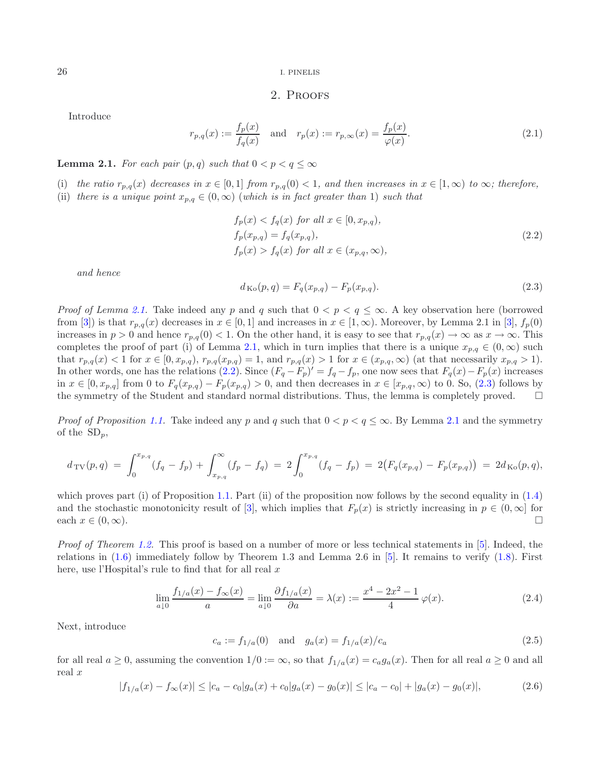## 2. Proofs

Introduce

$$r_{p,q}(x) := \frac{f_p(x)}{f_q(x)} \quad \text{and} \quad r_p(x) := r_{p,\infty}(x) = \frac{f_p(x)}{\varphi(x)}. \tag{2.1}$$

**Lemma 2.1.** *For each pair $(p, q)$ such that $0 < p < q \le \infty$*

(i) *the ratio $r_{p,q}(x)$ decreases in $x \in [0, 1]$ from $r_{p,q}(0) < 1$, and then increases in $x \in [1, \infty)$ to $\infty$; therefore,*

(ii) *there is a unique point $x_{p,q} \in (0, \infty)$ (which is in fact greater than 1) such that*

$$\begin{aligned}
&f_p(x) < f_q(x) \text{ for all } x \in [0, x_{p,q}),\\
&f_p(x_{p,q}) = f_q(x_{p,q}),\\
&f_p(x) > f_q(x) \text{ for all } x \in (x_{p,q}, \infty),
\end{aligned} \tag{2.2}$$

*and hence*

$$d_{\,\mathrm{Ko}}(p, q) = F_q(x_{p,q}) - F_p(x_{p,q}). \tag{2.3}$$

*Proof of Lemma 2.1.* Take indeed any $p$ and $q$ such that $0 < p < q \le \infty$. A key observation here (borrowed from [3]) is that $r_{p,q}(x)$ decreases in $x \in [0, 1]$ and increases in $x \in [1, \infty)$. Moreover, by Lemma 2.1 in [3], $f_p(0)$ increases in $p > 0$ and hence $r_{p,q}(0) < 1$. On the other hand, it is easy to see that $r_{p,q}(x) \to \infty$ as $x \to \infty$. This completes the proof of part (i) of Lemma 2.1, which in turn implies that there is a unique $x_{p,q} \in (0, \infty)$ such that $r_{p,q}(x) < 1$ for $x \in [0, x_{p,q})$, $r_{p,q}(x_{p,q}) = 1$, and $r_{p,q}(x) > 1$ for $x \in (x_{p,q}, \infty)$ (at that necessarily $x_{p,q} > 1$). In other words, one has the relations (2.2). Since $(F_q - F_p)' = f_q - f_p$, one now sees that $F_q(x) - F_p(x)$ increases in $x \in [0, x_{p,q}]$ from 0 to $F_q(x_{p,q}) - F_p(x_{p,q}) > 0$, and then decreases in $x \in [x_{p,q}, \infty)$ to 0. So, (2.3) follows by the symmetry of the Student and standard normal distributions. Thus, the lemma is completely proved. □

*Proof of Proposition 1.1.* Take indeed any $p$ and $q$ such that $0 < p < q \le \infty$. By Lemma 2.1 and the symmetry of the $\mathrm{SD}_p$,

$$d_{\,\mathrm{TV}}(p, q) \;=\; \int_0^{x_{p,q}} (f_q - f_p) + \int_{x_{p,q}}^{\infty} (f_p - f_q) \;=\; 2\int_0^{x_{p,q}} (f_q - f_p) \;=\; 2\big(F_q(x_{p,q}) - F_p(x_{p,q})\big) \;=\; 2d_{\,\mathrm{Ko}}(p, q),$$

which proves part (i) of Proposition 1.1. Part (ii) of the proposition now follows by the second equality in (1.4) and the stochastic monotonicity result of [3], which implies that $F_p(x)$ is strictly increasing in $p \in (0, \infty]$ for each $x \in (0, \infty)$. □

*Proof of Theorem 1.2.* This proof is based on a number of more or less technical statements in [5]. Indeed, the relations in (1.6) immediately follow by Theorem 1.3 and Lemma 2.6 in [5]. It remains to verify (1.8). First here, use l'Hospital's rule to find that for all real $x$

$$\lim_{a \downarrow 0} \frac{f_{1/a}(x) - f_\infty(x)}{a} = \lim_{a \downarrow 0} \frac{\partial f_{1/a}(x)}{\partial a} = \lambda(x) := \frac{x^4 - 2x^2 - 1}{4}\, \varphi(x). \tag{2.4}$$

Next, introduce

$$c_a := f_{1/a}(0) \quad \text{and} \quad g_a(x) = f_{1/a}(x)/c_a \tag{2.5}$$

for all real $a \ge 0$, assuming the convention $1/0 := \infty$, so that $f_{1/a}(x) = c_a g_a(x)$. Then for all real $a \ge 0$ and all real $x$

$$|f_{1/a}(x) - f_\infty(x)| \le |c_a - c_0| g_a(x) + c_0 |g_a(x) - g_0(x)| \le |c_a - c_0| + |g_a(x) - g_0(x)|, \tag{2.6}$$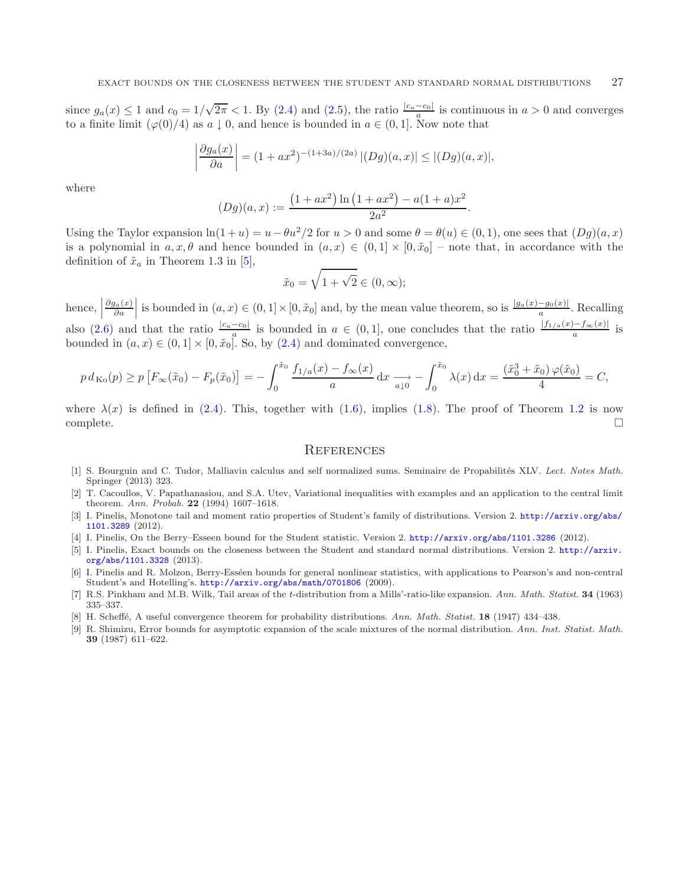since $g_a(x) \le 1$ and $c_0 = 1/\sqrt{2\pi} < 1$. By (2.4) and (2.5), the ratio $\frac{|c_a - c_0|}{a}$ is continuous in $a > 0$ and converges to a finite limit ($\varphi(0)/4$) as $a \downarrow 0$, and hence is bounded in $a \in (0, 1]$. Now note that

$$\left|\frac{\partial g_a(x)}{\partial a}\right| = (1 + ax^2)^{-(1+3a)/(2a)}\, |(Dg)(a,x)| \le |(Dg)(a,x)|,$$

where

$$(Dg)(a,x) := \frac{\left(1 + ax^2\right) \ln\left(1 + ax^2\right) - a(1+a)x^2}{2a^2}.$$

Using the Taylor expansion $\ln(1+u) = u - \theta u^2/2$ for $u > 0$ and some $\theta = \theta(u) \in (0,1)$, one sees that $(Dg)(a,x)$ is a polynomial in $a, x, \theta$ and hence bounded in $(a,x) \in (0,1] \times [0, \tilde{x}_0]$ – note that, in accordance with the definition of $\tilde{x}_a$ in Theorem 1.3 in [5],

$$\tilde{x}_0 = \sqrt{1 + \sqrt{2}} \in (0, \infty);$$

hence, $\left|\frac{\partial g_a(x)}{\partial a}\right|$ is bounded in $(a,x) \in (0,1] \times [0, \tilde{x}_0]$ and, by the mean value theorem, so is $\frac{|g_a(x) - g_0(x)|}{a}$. Recalling also (2.6) and that the ratio $\frac{|c_a - c_0|}{a}$ is bounded in $a \in (0,1]$, one concludes that the ratio $\frac{|f_{1/a}(x) - f_\infty(x)|}{a}$ is bounded in $(a,x) \in (0,1] \times [0, \tilde{x}_0]$. So, by (2.4) and dominated convergence,

$$p\, d_{\mathrm{Ko}}(p) \ge p\left[F_\infty(\tilde{x}_0) - F_p(\tilde{x}_0)\right] = -\int_0^{\tilde{x}_0} \frac{f_{1/a}(x) - f_\infty(x)}{a}\, \mathrm{d}x \underset{a \downarrow 0}{\longrightarrow} -\int_0^{\tilde{x}_0} \lambda(x)\, \mathrm{d}x = \frac{(\tilde{x}_0^3 + \tilde{x}_0)\,\varphi(\tilde{x}_0)}{4} = C,$$

where $\lambda(x)$ is defined in (2.4). This, together with (1.6), implies (1.8). The proof of Theorem 1.2 is now complete. □

## References

[1] S. Bourguin and C. Tudor, Malliavin calculus and self normalized sums. Seminaire de Propabilités XLV. *Lect. Notes Math.* Springer (2013) 323.

[2] T. Cacoullos, V. Papathanasiou, and S.A. Utev, Variational inequalities with examples and an application to the central limit theorem. *Ann. Probab.* **22** (1994) 1607–1618.

[3] I. Pinelis, Monotone tail and moment ratio properties of Student's family of distributions. Version 2. http://arxiv.org/abs/1101.3289 (2012).

[4] I. Pinelis, On the Berry–Esseen bound for the Student statistic. Version 2. http://arxiv.org/abs/1101.3286 (2012).

[5] I. Pinelis, Exact bounds on the closeness between the Student and standard normal distributions. Version 2. http://arxiv.org/abs/1101.3328 (2013).

[6] I. Pinelis and R. Molzon, Berry-Esséen bounds for general nonlinear statistics, with applications to Pearson's and non-central Student's and Hotelling's. http://arxiv.org/abs/math/0701806 (2009).

[7] R.S. Pinkham and M.B. Wilk, Tail areas of the $t$-distribution from a Mills'-ratio-like expansion. *Ann. Math. Statist.* **34** (1963) 335–337.

[8] H. Scheffé, A useful convergence theorem for probability distributions. *Ann. Math. Statist.* **18** (1947) 434–438.

[9] R. Shimizu, Error bounds for asymptotic expansion of the scale mixtures of the normal distribution. *Ann. Inst. Statist. Math.* **39** (1987) 611–622.